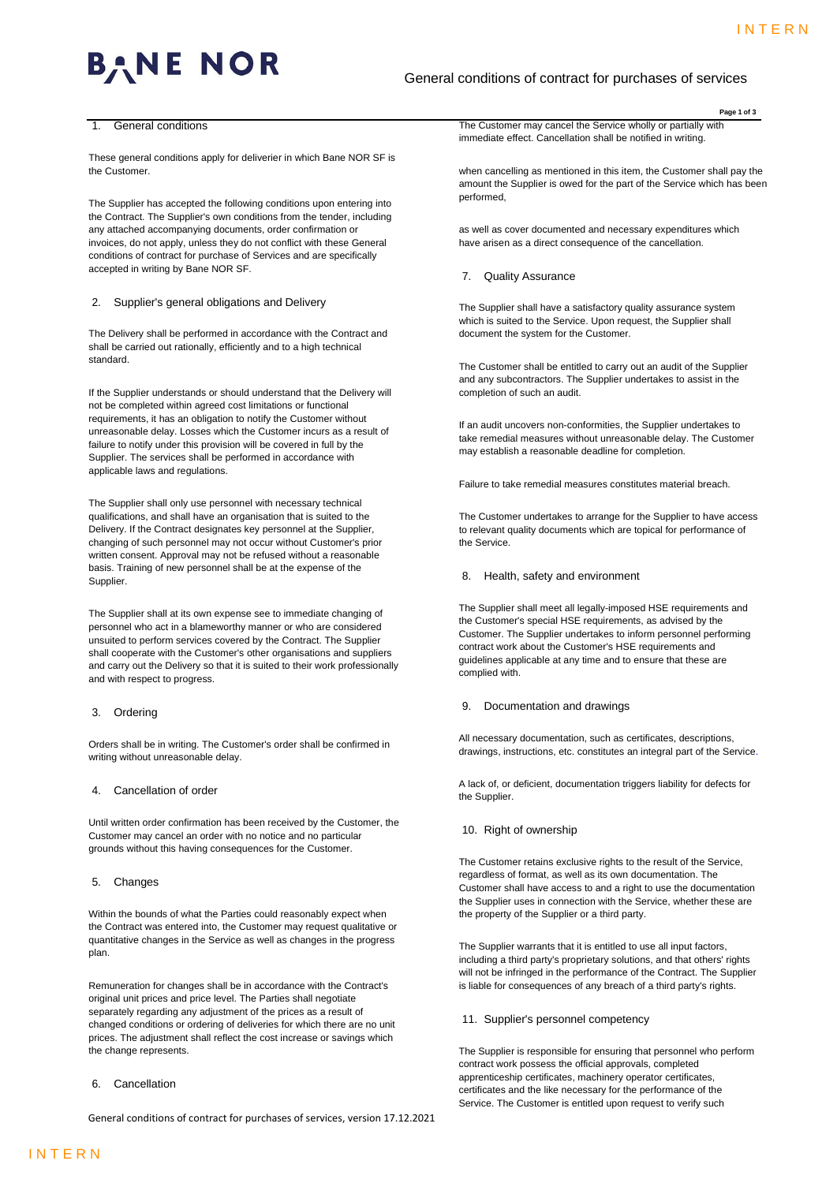# General conditions of contract for purchases of services

## 1. General conditions

These general conditions apply for deliverier in which Bane NOR SF is the Customer.

The Supplier has accepted the following conditions upon entering into the Contract. The Supplier's own conditions from the tender, including any attached accompanying documents, order confirmation or invoices, do not apply, unless they do not conflict with these General conditions of contract for purchase of Services and are specifically accepted in writing by Bane NOR SF.

## 2. Supplier's general obligations and Delivery

The Delivery shall be performed in accordance with the Contract and shall be carried out rationally, efficiently and to a high technical standard.

If the Supplier understands or should understand that the Delivery will not be completed within agreed cost limitations or functional requirements, it has an obligation to notify the Customer without unreasonable delay. Losses which the Customer incurs as a result of failure to notify under this provision will be covered in full by the Supplier. The services shall be performed in accordance with applicable laws and regulations.

The Supplier shall only use personnel with necessary technical qualifications, and shall have an organisation that is suited to the Delivery. If the Contract designates key personnel at the Supplier, changing of such personnel may not occur without Customer's prior written consent. Approval may not be refused without a reasonable basis. Training of new personnel shall be at the expense of the Supplier.

The Supplier shall at its own expense see to immediate changing of personnel who act in a blameworthy manner or who are considered unsuited to perform services covered by the Contract. The Supplier shall cooperate with the Customer's other organisations and suppliers and carry out the Delivery so that it is suited to their work professionally and with respect to progress.

## 3. Ordering

Orders shall be in writing. The Customer's order shall be confirmed in writing without unreasonable delay.

## 4. Cancellation of order

Until written order confirmation has been received by the Customer, the Customer may cancel an order with no notice and no particular grounds without this having consequences for the Customer.

## 5. Changes

Within the bounds of what the Parties could reasonably expect when the Contract was entered into, the Customer may request qualitative or quantitative changes in the Service as well as changes in the progress plan.

Remuneration for changes shall be in accordance with the Contract's original unit prices and price level. The Parties shall negotiate separately regarding any adjustment of the prices as a result of changed conditions or ordering of deliveries for which there are no unit prices. The adjustment shall reflect the cost increase or savings which the change represents.

## 6. Cancellation

The Customer may cancel the Service wholly or partially with immediate effect. Cancellation shall be notified in writing.

when cancelling as mentioned in this item, the Customer shall pay the amount the Supplier is owed for the part of the Service which has been performed,

as well as cover documented and necessary expenditures which have arisen as a direct consequence of the cancellation.

## 7. Quality Assurance

The Supplier shall have a satisfactory quality assurance system which is suited to the Service. Upon request, the Supplier shall document the system for the Customer.

The Customer shall be entitled to carry out an audit of the Supplier and any subcontractors. The Supplier undertakes to assist in the completion of such an audit.

If an audit uncovers non-conformities, the Supplier undertakes to take remedial measures without unreasonable delay. The Customer may establish a reasonable deadline for completion.

Failure to take remedial measures constitutes material breach.

The Customer undertakes to arrange for the Supplier to have access to relevant quality documents which are topical for performance of the Service.

## 8. Health, safety and environment

The Supplier shall meet all legally-imposed HSE requirements and the Customer's special HSE requirements, as advised by the Customer. The Supplier undertakes to inform personnel performing contract work about the Customer's HSE requirements and guidelines applicable at any time and to ensure that these are complied with.

## 9. Documentation and drawings

All necessary documentation, such as certificates, descriptions, drawings, instructions, etc. constitutes an integral part of the Service.

A lack of, or deficient, documentation triggers liability for defects for the Supplier.

## 10. Right of ownership

The Customer retains exclusive rights to the result of the Service, regardless of format, as well as its own documentation. The Customer shall have access to and a right to use the documentation the Supplier uses in connection with the Service, whether these are the property of the Supplier or a third party.

The Supplier warrants that it is entitled to use all input factors, including a third party's proprietary solutions, and that others' rights will not be infringed in the performance of the Contract. The Supplier is liable for consequences of any breach of a third party's rights.

## 11. Supplier's personnel competency

The Supplier is responsible for ensuring that personnel who perform contract work possess the official approvals, completed apprenticeship certificates, machinery operator certificates, certificates and the like necessary for the performance of the Service. The Customer is entitled upon request to verify such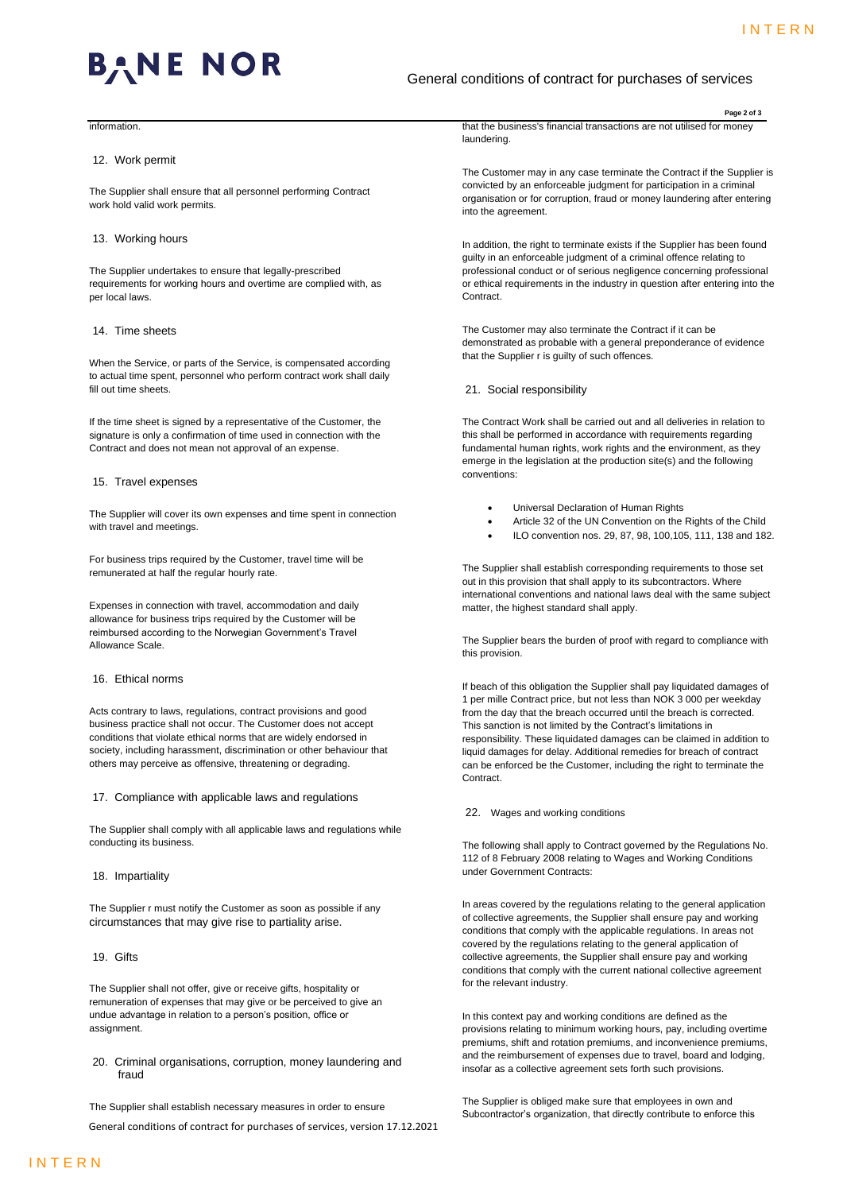information.

## 12. Work permit

The Supplier shall ensure that all personnel performing Contract work hold valid work permits.

## 13. Working hours

The Supplier undertakes to ensure that legally-prescribed requirements for working hours and overtime are complied with, as per local laws.

## 14. Time sheets

When the Service, or parts of the Service, is compensated according to actual time spent, personnel who perform contract work shall daily fill out time sheets.

If the time sheet is signed by a representative of the Customer, the signature is only a confirmation of time used in connection with the Contract and does not mean not approval of an expense.

## 15. Travel expenses

The Supplier will cover its own expenses and time spent in connection with travel and meetings.

For business trips required by the Customer, travel time will be remunerated at half the regular hourly rate.

Expenses in connection with travel, accommodation and daily allowance for business trips required by the Customer will be reimbursed according to the Norwegian Government's Travel Allowance Scale.

## 16. Ethical norms

Acts contrary to laws, regulations, contract provisions and good business practice shall not occur. The Customer does not accept conditions that violate ethical norms that are widely endorsed in society, including harassment, discrimination or other behaviour that others may perceive as offensive, threatening or degrading.

## 17. Compliance with applicable laws and regulations

The Supplier shall comply with all applicable laws and regulations while conducting its business.

## 18. Impartiality

The Supplier r must notify the Customer as soon as possible if any circumstances that may give rise to partiality arise.

## 19. Gifts

The Supplier shall not offer, give or receive gifts, hospitality or remuneration of expenses that may give or be perceived to give an undue advantage in relation to a person's position, office or assignment.

## 20. Criminal organisations, corruption, money laundering and fraud

The Supplier shall establish necessary measures in order to ensure that the business's financial transactions are not utilised for money laundering.

The Customer may in any case terminate the Contract if the Supplier is convicted by an enforceable judgment for participation in a criminal organisation or for corruption, fraud or money laundering after entering into the agreement.

In addition, the right to terminate exists if the Supplier has been found guilty in an enforceable judgment of a criminal offence relating to professional conduct or of serious negligence concerning professional or ethical requirements in the industry in question after entering into the Contract.

The Customer may also terminate the Contract if it can be demonstrated as probable with a general preponderance of evidence that the Supplier r is guilty of such offences.

## 21. Social responsibility

The Contract Work shall be carried out and all deliveries in relation to this shall be performed in accordance with requirements regarding fundamental human rights, work rights and the environment, as they emerge in the legislation at the production site(s) and the following conventions:

- Universal Declaration of Human Rights
- Article 32 of the UN Convention on the Rights of the Child
- ILO convention nos. 29, 87, 98, 100,105, 111, 138 and 182.

The Supplier shall establish corresponding requirements to those set out in this provision that shall apply to its subcontractors. Where international conventions and national laws deal with the same subject matter, the highest standard shall apply.

The Supplier bears the burden of proof with regard to compliance with this provision.

If beach of this obligation the Supplier shall pay liquidated damages of 1 per mille Contract price, but not less than NOK 3 000 per weekday from the day that the breach occurred until the breach is corrected. This sanction is not limited by the Contract's limitations in responsibility. These liquidated damages can be claimed in addition to liquid damages for delay. Additional remedies for breach of contract can be enforced be the Customer, including the right to terminate the Contract.

## 22. Wages and working conditions

The following shall apply to Contract governed by the Regulations No. 112 of 8 February 2008 relating to Wages and Working Conditions under Government Contracts:

In areas covered by the regulations relating to the general application of collective agreements, the Supplier shall ensure pay and working conditions that comply with the applicable regulations. In areas not covered by the regulations relating to the general application of collective agreements, the Supplier shall ensure pay and working conditions that comply with the current national collective agreement for the relevant industry.

In this context pay and working conditions are defined as the provisions relating to minimum working hours, pay, including overtime premiums, shift and rotation premiums, and inconvenience premiums, and the reimbursement of expenses due to travel, board and lodging, insofar as a collective agreement sets forth such provisions.

The Supplier is obliged make sure that employees in own and Subcontractor's organization, that directly contribute to enforce this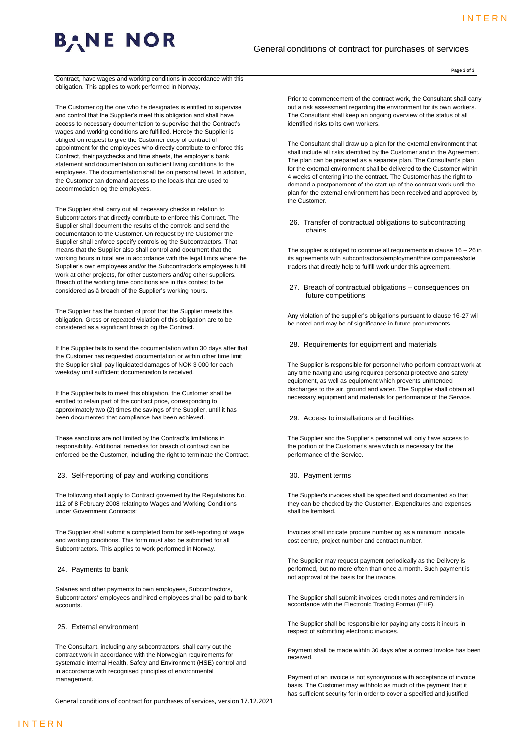Contract, have wages and working conditions in accordance with this obligation. This applies to work performed in Norway.

The Customer og the one who he designates is entitled to supervise and control that the Supplier's meet this obligation and shall have access to necessary documentation to supervise that the Contract's wages and working conditions are fulfilled. Hereby the Supplier is obliged on request to give the Customer copy of contract of appointment for the employees who directly contribute to enforce this Contract, their paychecks and time sheets, the employer's bank statement and documentation on sufficient living conditions to the employees. The documentation shall be on personal level. In addition, the Customer can demand access to the locals that are used to accommodation og the employees.

The Supplier shall carry out all necessary checks in relation to Subcontractors that directly contribute to enforce this Contract. The Supplier shall document the results of the controls and send the documentation to the Customer. On request by the Customer the Supplier shall enforce specify controls og the Subcontractors. That means that the Supplier also shall control and document that the working hours in total are in accordance with the legal limits where the Supplier's own employees and/or the Subcontractor's employees fulfill work at other projects, for other customers and/og other suppliers. Breach of the working time conditions are in this context to be considered as å breach of the Supplier's working hours.

The Supplier has the burden of proof that the Supplier meets this obligation. Gross or repeated violation of this obligation are to be considered as a significant breach og the Contract.

If the Supplier fails to send the documentation within 30 days after that the Customer has requested documentation or within other time limit the Supplier shall pay liquidated damages of NOK 3 000 for each weekday until sufficient documentation is received.

If the Supplier fails to meet this obligation, the Customer shall be entitled to retain part of the contract price, corresponding to approximately two (2) times the savings of the Supplier, until it has been documented that compliance has been achieved.

These sanctions are not limited by the Contract's limitations in responsibility. Additional remedies for breach of contract can be enforced be the Customer, including the right to terminate the Contract.

## 23. Self-reporting of pay and working conditions

The following shall apply to Contract governed by the Regulations No. 112 of 8 February 2008 relating to Wages and Working Conditions under Government Contracts:

The Supplier shall submit a completed form for self-reporting of wage and working conditions. This form must also be submitted for all Subcontractors. This applies to work performed in Norway.

## 24. Payments to bank

Salaries and other payments to own employees, Subcontractors, Subcontractors' employees and hired employees shall be paid to bank accounts.

## 25. External environment

The Consultant, including any subcontractors, shall carry out the contract work in accordance with the Norwegian requirements for systematic internal Health, Safety and Environment (HSE) control and in accordance with recognised principles of environmental management.

Prior to commencement of the contract work, the Consultant shall carry out a risk assessment regarding the environment for its own workers. The Consultant shall keep an ongoing overview of the status of all identified risks to its own workers.

The Consultant shall draw up a plan for the external environment that shall include all risks identified by the Customer and in the Agreement. The plan can be prepared as a separate plan. The Consultant's plan for the external environment shall be delivered to the Customer within 4 weeks of entering into the contract. The Customer has the right to demand a postponement of the start-up of the contract work until the plan for the external environment has been received and approved by the Customer.

## 26. Transfer of contractual obligations to subcontracting chains

The supplier is obliged to continue all requirements in clause 16 – 26 in its agreements with subcontractors/employment/hire companies/sole traders that directly help to fulfill work under this agreement.

## 27. Breach of contractual obligations – consequences on future competitions

Any violation of the supplier's obligations pursuant to clause 16-27 will be noted and may be of significance in future procurements.

## 28. Requirements for equipment and materials

The Supplier is responsible for personnel who perform contract work at any time having and using required personal protective and safety equipment, as well as equipment which prevents unintended discharges to the air, ground and water. The Supplier shall obtain all necessary equipment and materials for performance of the Service.

## 29. Access to installations and facilities

The Supplier and the Supplier's personnel will only have access to the portion of the Customer's area which is necessary for the performance of the Service.

## 30. Payment terms

The Supplier's invoices shall be specified and documented so that they can be checked by the Customer. Expenditures and expenses shall be itemised.

Invoices shall indicate procure number og as a minimum indicate cost centre, project number and contract number.

The Supplier may request payment periodically as the Delivery is performed, but no more often than once a month. Such payment is not approval of the basis for the invoice.

The Supplier shall submit invoices, credit notes and reminders in accordance with the Electronic Trading Format (EHF).

The Supplier shall be responsible for paying any costs it incurs in respect of submitting electronic invoices.

Payment shall be made within 30 days after a correct invoice has been received.

Payment of an invoice is not synonymous with acceptance of invoice basis. The Customer may withhold as much of the payment that it has sufficient security for in order to cover a specified and justified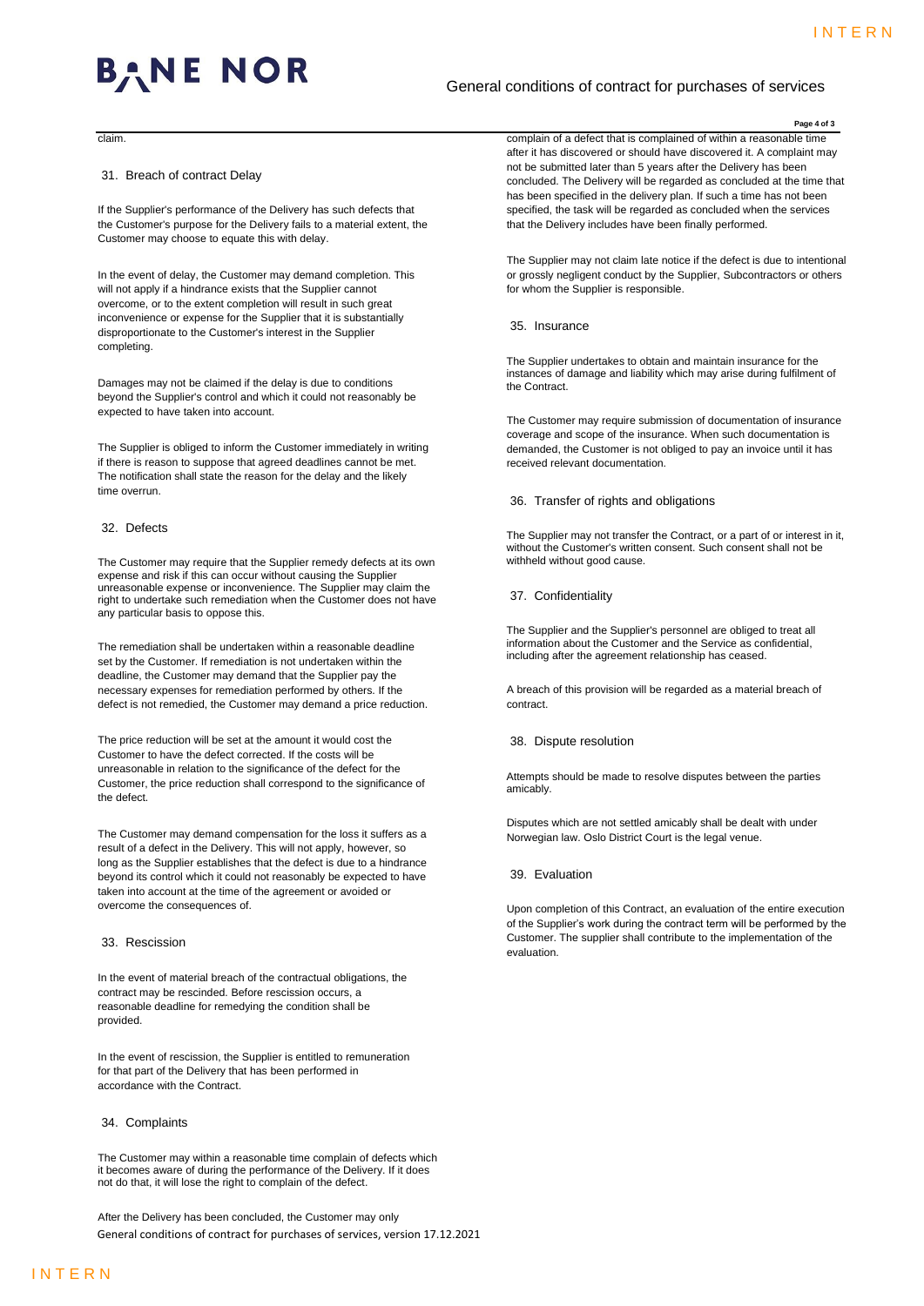claim.

## 31. Breach of contract Delay

If the Supplier's performance of the Delivery has such defects that the Customer's purpose for the Delivery fails to a material extent, the Customer may choose to equate this with delay.

In the event of delay, the Customer may demand completion. This will not apply if a hindrance exists that the Supplier cannot overcome, or to the extent completion will result in such great inconvenience or expense for the Supplier that it is substantially disproportionate to the Customer's interest in the Supplier completing.

Damages may not be claimed if the delay is due to conditions beyond the Supplier's control and which it could not reasonably be expected to have taken into account.

The Supplier is obliged to inform the Customer immediately in writing if there is reason to suppose that agreed deadlines cannot be met. The notification shall state the reason for the delay and the likely time overrun.

## 32. Defects

The Customer may require that the Supplier remedy defects at its own expense and risk if this can occur without causing the Supplier unreasonable expense or inconvenience. The Supplier may claim the right to undertake such remediation when the Customer does not have any particular basis to oppose this.

The remediation shall be undertaken within a reasonable deadline set by the Customer. If remediation is not undertaken within the deadline, the Customer may demand that the Supplier pay the necessary expenses for remediation performed by others. If the defect is not remedied, the Customer may demand a price reduction.

The price reduction will be set at the amount it would cost the Customer to have the defect corrected. If the costs will be unreasonable in relation to the significance of the defect for the Customer, the price reduction shall correspond to the significance of the defect.

The Customer may demand compensation for the loss it suffers as a result of a defect in the Delivery. This will not apply, however, so long as the Supplier establishes that the defect is due to a hindrance beyond its control which it could not reasonably be expected to have taken into account at the time of the agreement or avoided or overcome the consequences of.

## 33. Rescission

In the event of material breach of the contractual obligations, the contract may be rescinded. Before rescission occurs, a reasonable deadline for remedying the condition shall be provided.

In the event of rescission, the Supplier is entitled to remuneration for that part of the Delivery that has been performed in accordance with the Contract.

## 34. Complaints

The Customer may within a reasonable time complain of defects which it becomes aware of during the performance of the Delivery. If it does not do that, it will lose the right to complain of the defect.

After the Delivery has been concluded, the Customer may only complain of a defect that is complained of within a reasonable time after it has discovered or should have discovered it. A complaint may not be submitted later than 5 years after the Delivery has been concluded. The Delivery will be regarded as concluded at the time that has been specified in the delivery plan. If such a time has not been specified, the task will be regarded as concluded when the services that the Delivery includes have been finally performed.

The Supplier may not claim late notice if the defect is due to intentional or grossly negligent conduct by the Supplier, Subcontractors or others for whom the Supplier is responsible.

## 35. Insurance

The Supplier undertakes to obtain and maintain insurance for the instances of damage and liability which may arise during fulfilment of the Contract.

The Customer may require submission of documentation of insurance coverage and scope of the insurance. When such documentation is demanded, the Customer is not obliged to pay an invoice until it has received relevant documentation.

## 36. Transfer of rights and obligations

The Supplier may not transfer the Contract, or a part of or interest in it, without the Customer's written consent. Such consent shall not be withheld without good cause.

## 37. Confidentiality

The Supplier and the Supplier's personnel are obliged to treat all information about the Customer and the Service as confidential, including after the agreement relationship has ceased.

A breach of this provision will be regarded as a material breach of contract.

## 38. Dispute resolution

Attempts should be made to resolve disputes between the parties amicably.

Disputes which are not settled amicably shall be dealt with under Norwegian law. Oslo District Court is the legal venue.

## 39. Evaluation

Upon completion of this Contract, an evaluation of the entire execution of the Supplier's work during the contract term will be performed by the Customer. The supplier shall contribute to the implementation of the evaluation.